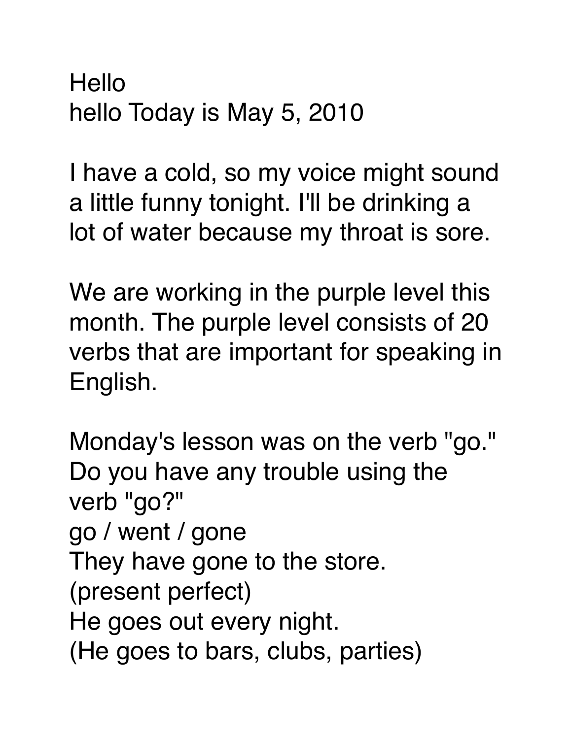Hello
hello Today is May 5, 2010

I have a cold, so my voice might sound a little funny tonight. I'll be drinking a lot of water because my throat is sore.

We are working in the purple level this month. The purple level consists of 20 verbs that are important for speaking in English.

Monday's lesson was on the verb "go."
Do you have any trouble using the verb "go?"
go / went / gone
They have gone to the store.
(present perfect)
He goes out every night.
(He goes to bars, clubs, parties)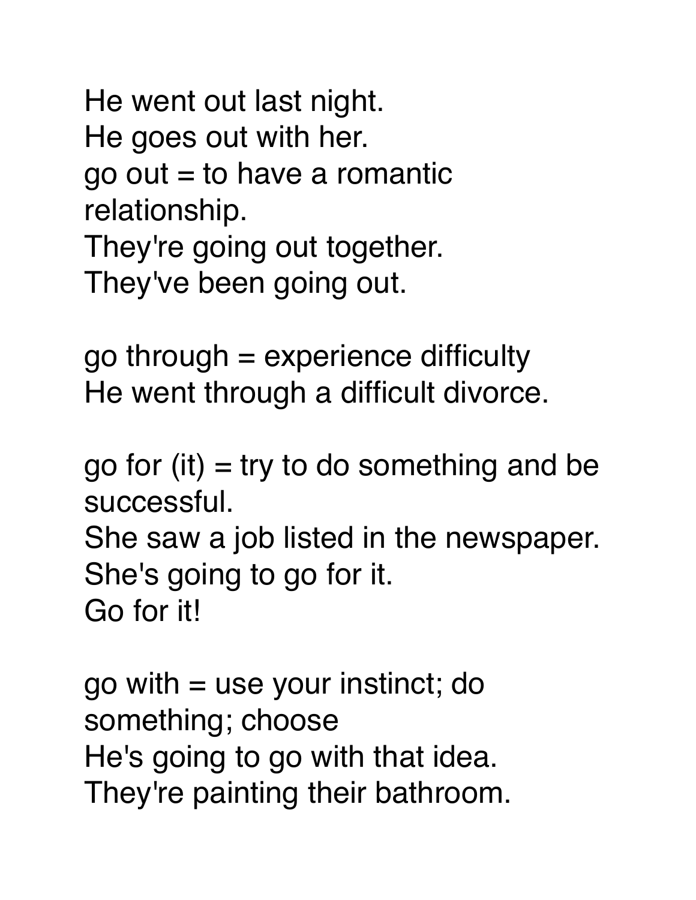He went out last night.
He goes out with her.
go out = to have a romantic relationship.
They're going out together.
They've been going out.

go through = experience difficulty
He went through a difficult divorce.

go for (it) = try to do something and be successful.
She saw a job listed in the newspaper.
She's going to go for it.
Go for it!

go with = use your instinct; do something; choose
He's going to go with that idea.
They're painting their bathroom.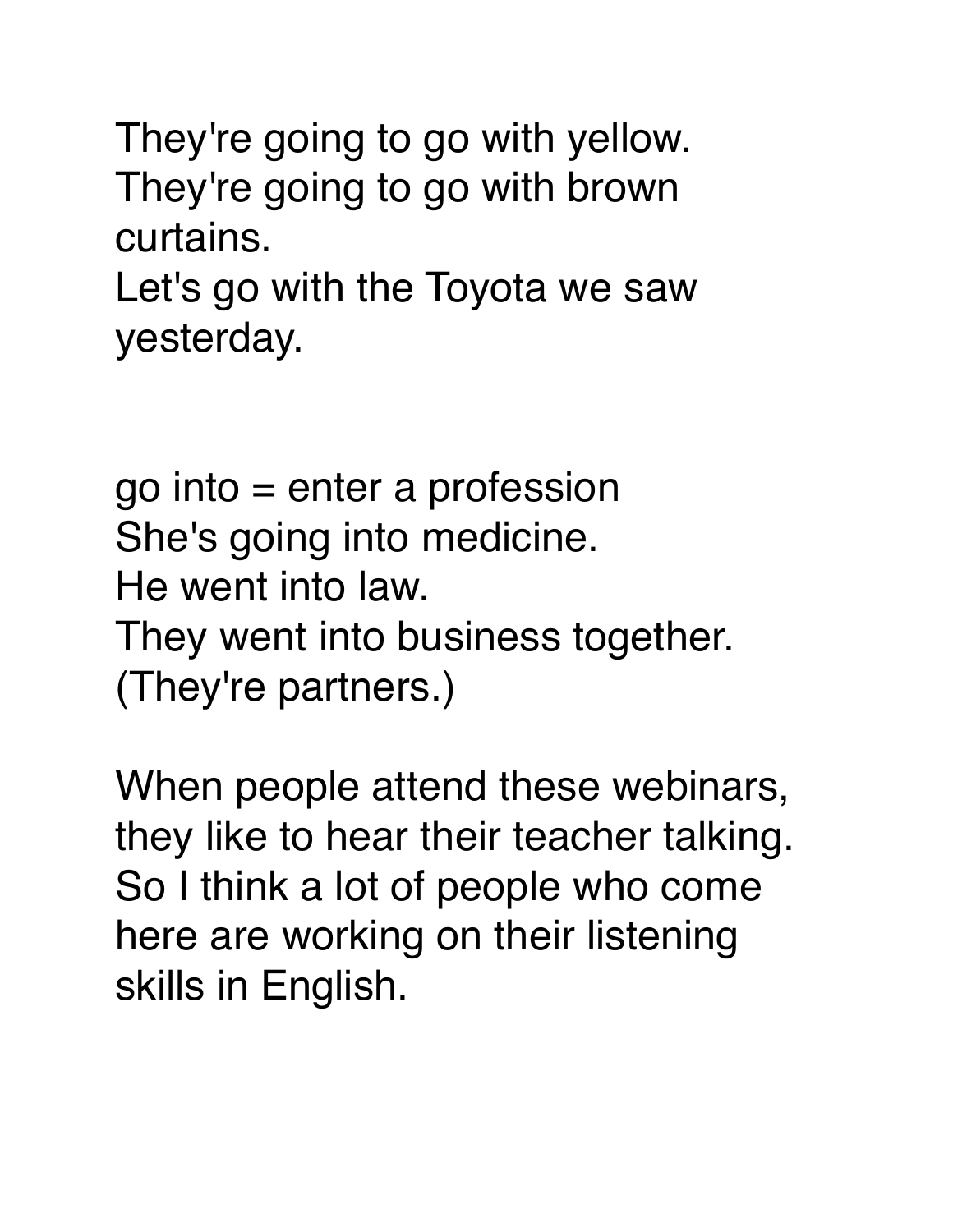They're going to go with yellow.
They're going to go with brown curtains.
Let's go with the Toyota we saw yesterday.

go into = enter a profession
She's going into medicine.
He went into law.
They went into business together. (They're partners.)

When people attend these webinars, they like to hear their teacher talking. So I think a lot of people who come here are working on their listening skills in English.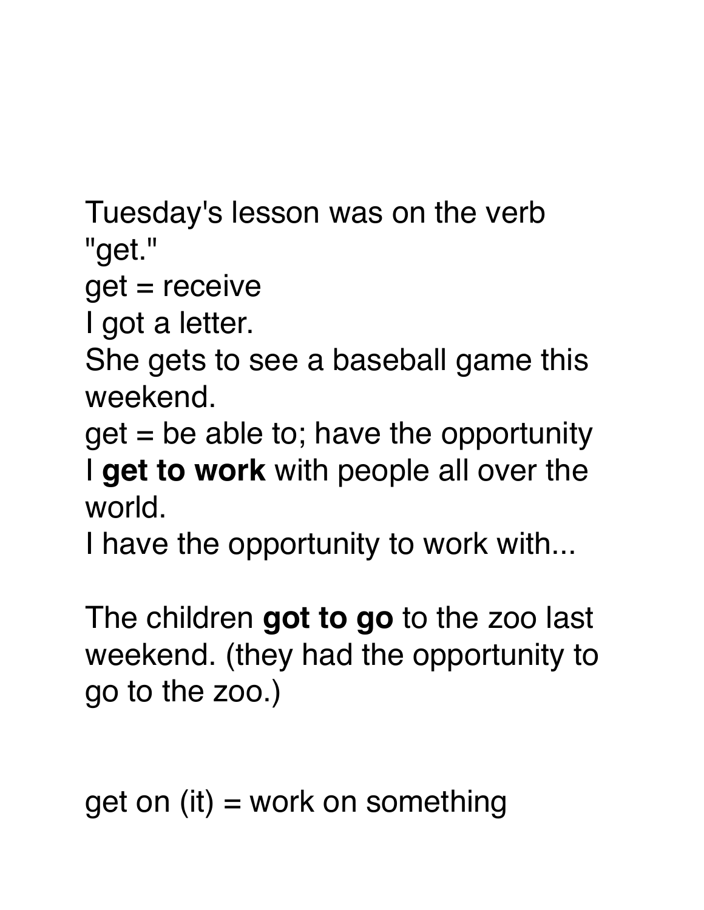Tuesday's lesson was on the verb "get."

get = receive

I got a letter.

She gets to see a baseball game this weekend.

get = be able to; have the opportunity

I **get to work** with people all over the world.

I have the opportunity to work with...

The children **got to go** to the zoo last weekend. (they had the opportunity to go to the zoo.)

get on (it) = work on something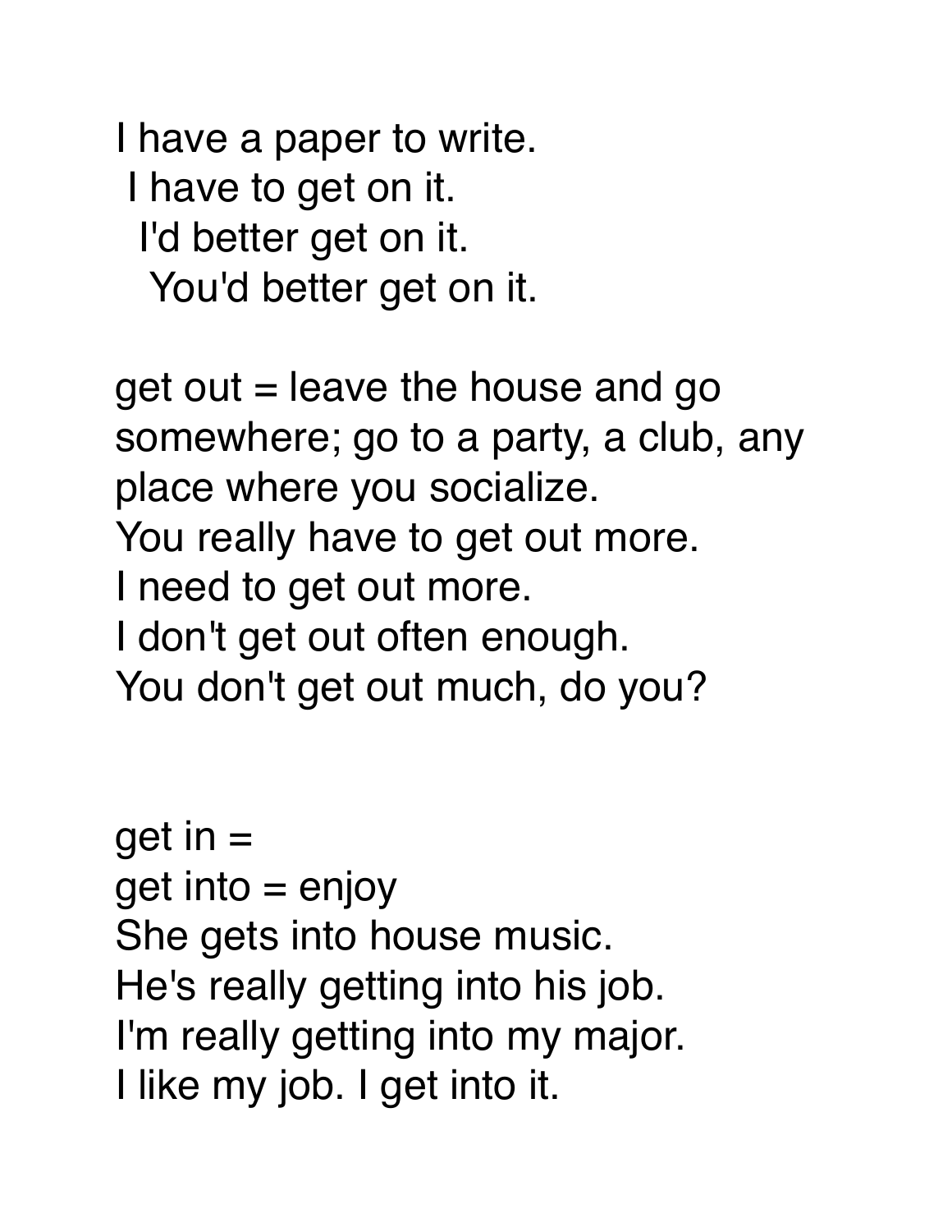I have a paper to write.
I have to get on it.
I'd better get on it.
You'd better get on it.

get out = leave the house and go somewhere; go to a party, a club, any place where you socialize.
You really have to get out more.
I need to get out more.
I don't get out often enough.
You don't get out much, do you?

get in =
get into = enjoy
She gets into house music.
He's really getting into his job.
I'm really getting into my major.
I like my job. I get into it.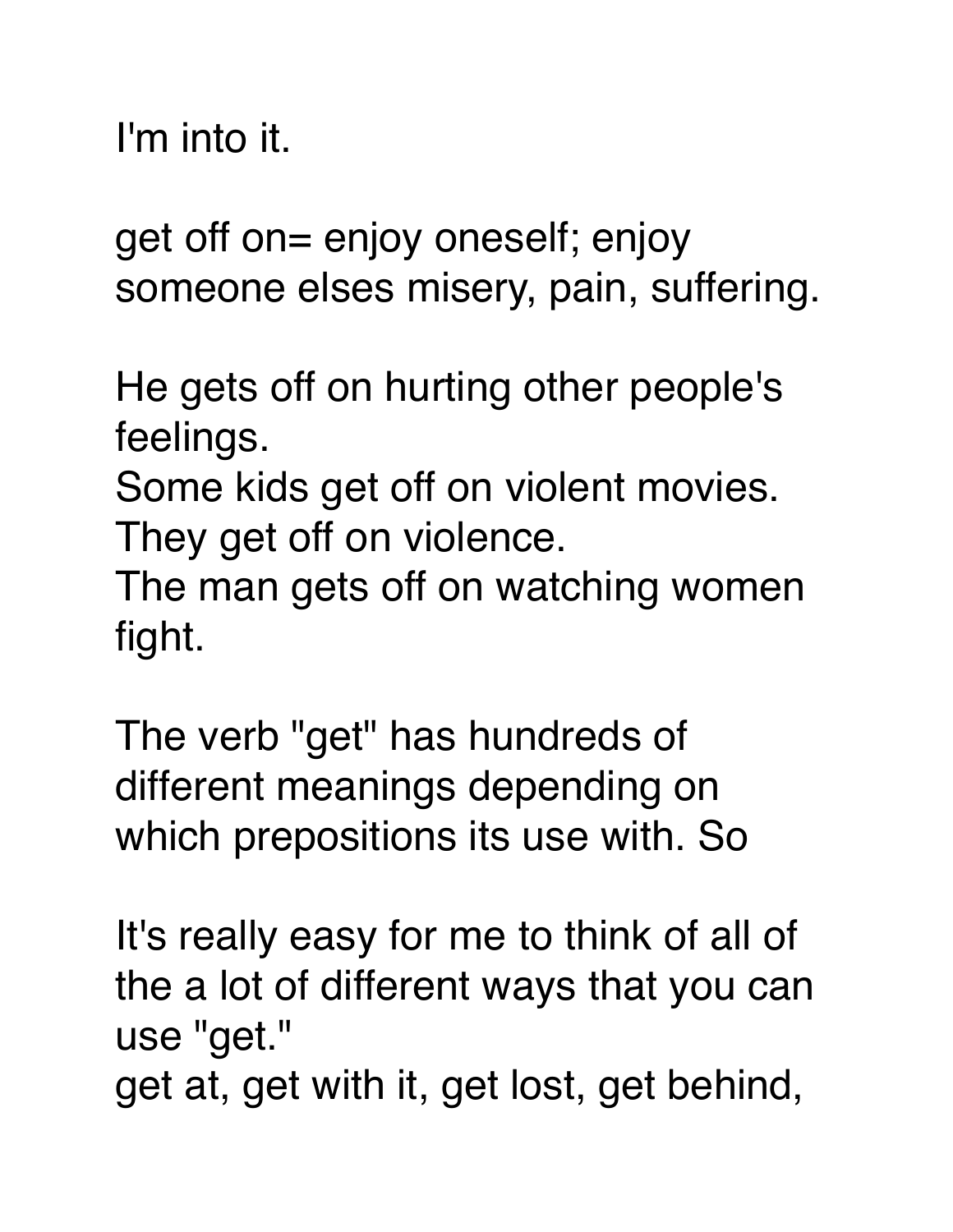I'm into it.

get off on= enjoy oneself; enjoy someone elses misery, pain, suffering.

He gets off on hurting other people's feelings.
Some kids get off on violent movies.
They get off on violence.
The man gets off on watching women fight.

The verb "get" has hundreds of different meanings depending on which prepositions its use with. So

It's really easy for me to think of all of the a lot of different ways that you can use "get."
get at, get with it, get lost, get behind,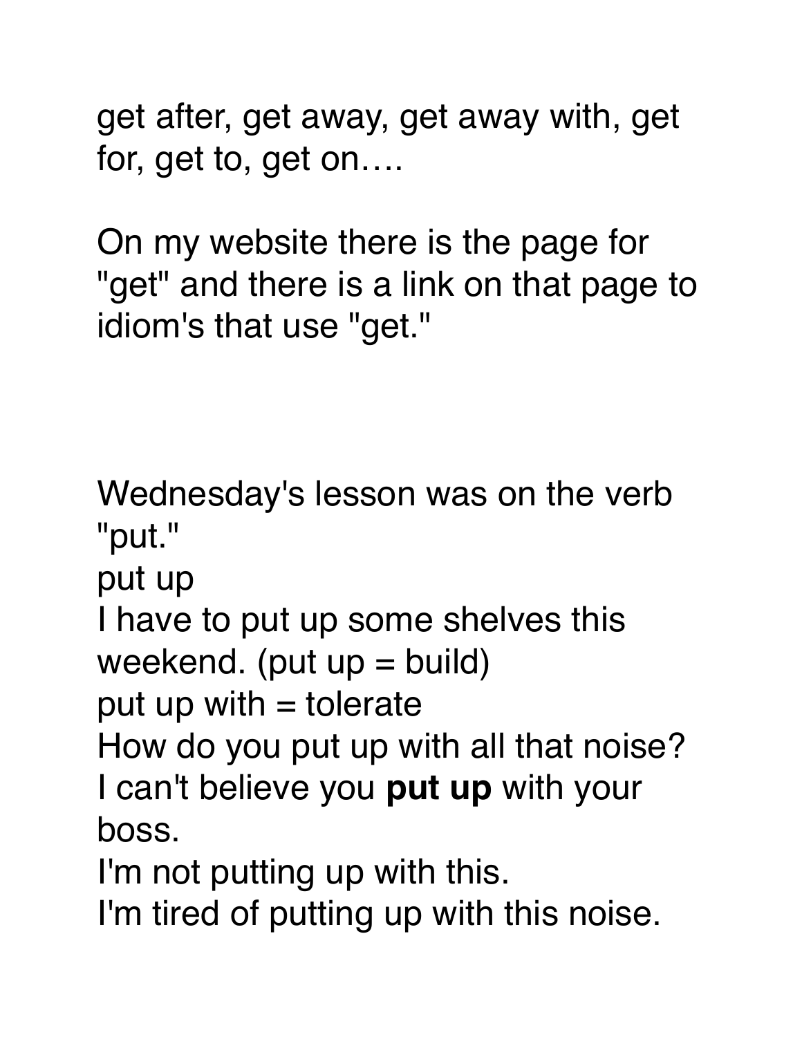get after, get away, get away with, get for, get to, get on….

On my website there is the page for "get" and there is a link on that page to idiom's that use "get."

Wednesday's lesson was on the verb "put."

put up

I have to put up some shelves this weekend. (put up = build)

put up with = tolerate

How do you put up with all that noise?

I can't believe you **put up** with your boss.

I'm not putting up with this.

I'm tired of putting up with this noise.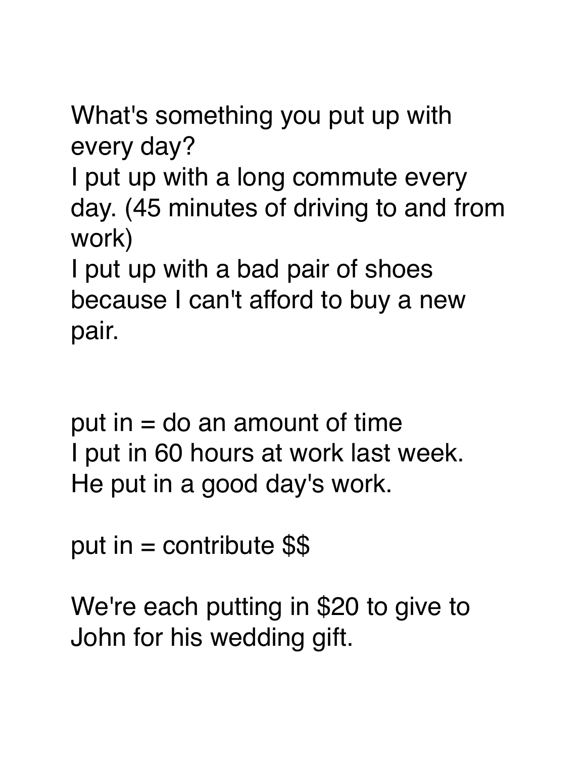What's something you put up with every day?
I put up with a long commute every day. (45 minutes of driving to and from work)
I put up with a bad pair of shoes because I can't afford to buy a new pair.

put in = do an amount of time
I put in 60 hours at work last week.
He put in a good day's work.

put in = contribute $$

We're each putting in $20 to give to John for his wedding gift.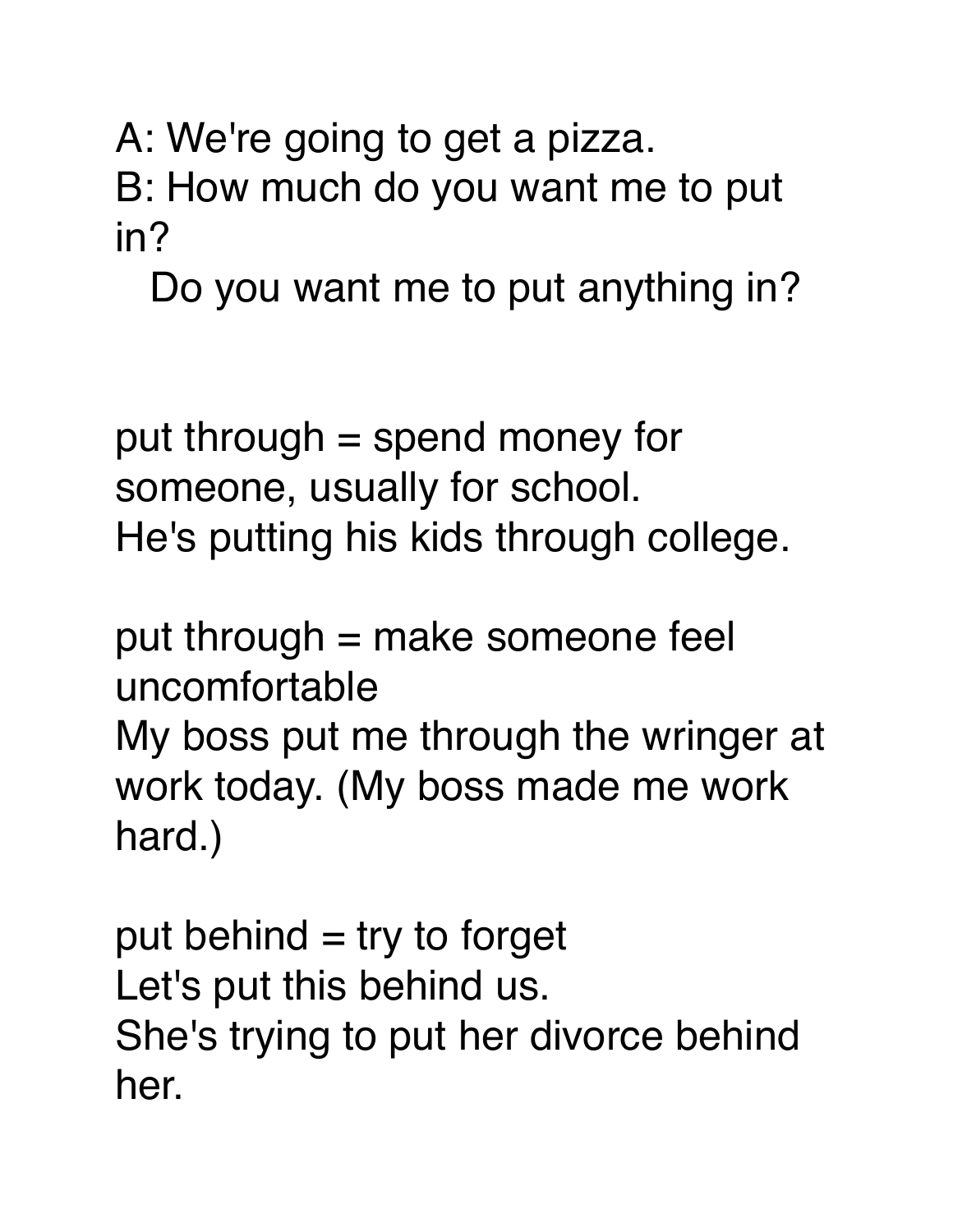A: We're going to get a pizza.
B: How much do you want me to put in?
Do you want me to put anything in?

put through = spend money for someone, usually for school.
He's putting his kids through college.

put through = make someone feel uncomfortable
My boss put me through the wringer at work today. (My boss made me work hard.)

put behind = try to forget
Let's put this behind us.
She's trying to put her divorce behind her.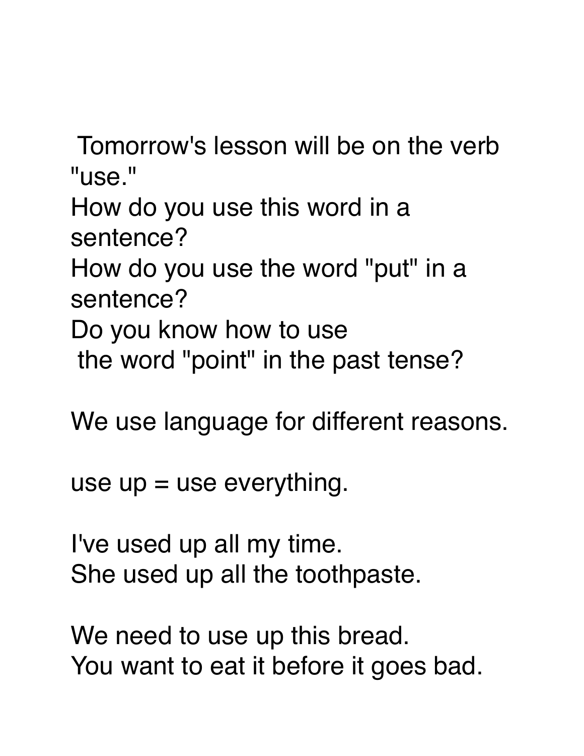Tomorrow's lesson will be on the verb "use."
How do you use this word in a sentence?
How do you use the word "put" in a sentence?
Do you know how to use the word "point" in the past tense?

We use language for different reasons.

use up = use everything.

I've used up all my time.
She used up all the toothpaste.

We need to use up this bread.
You want to eat it before it goes bad.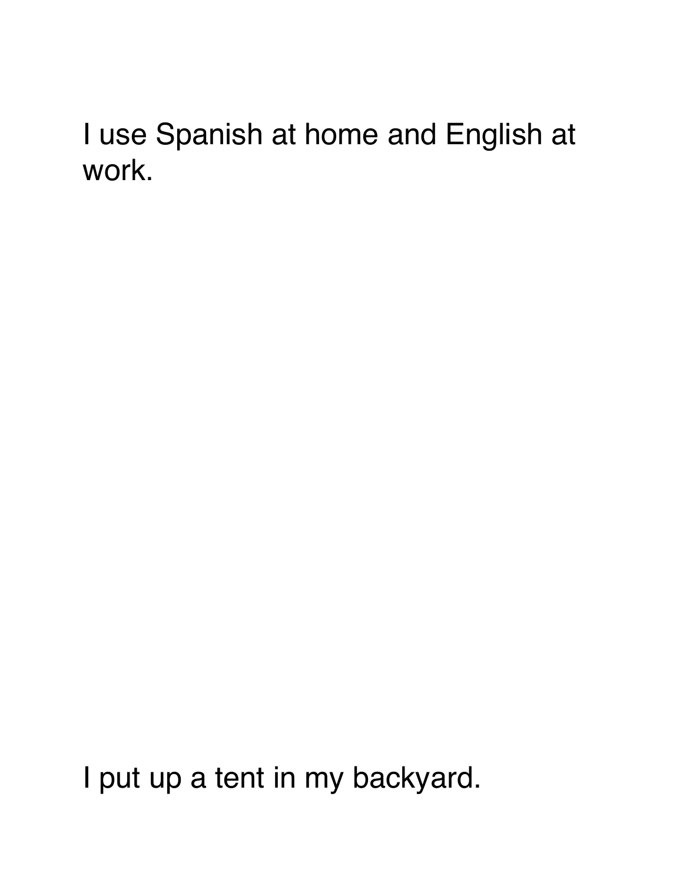I use Spanish at home and English at work.

I put up a tent in my backyard.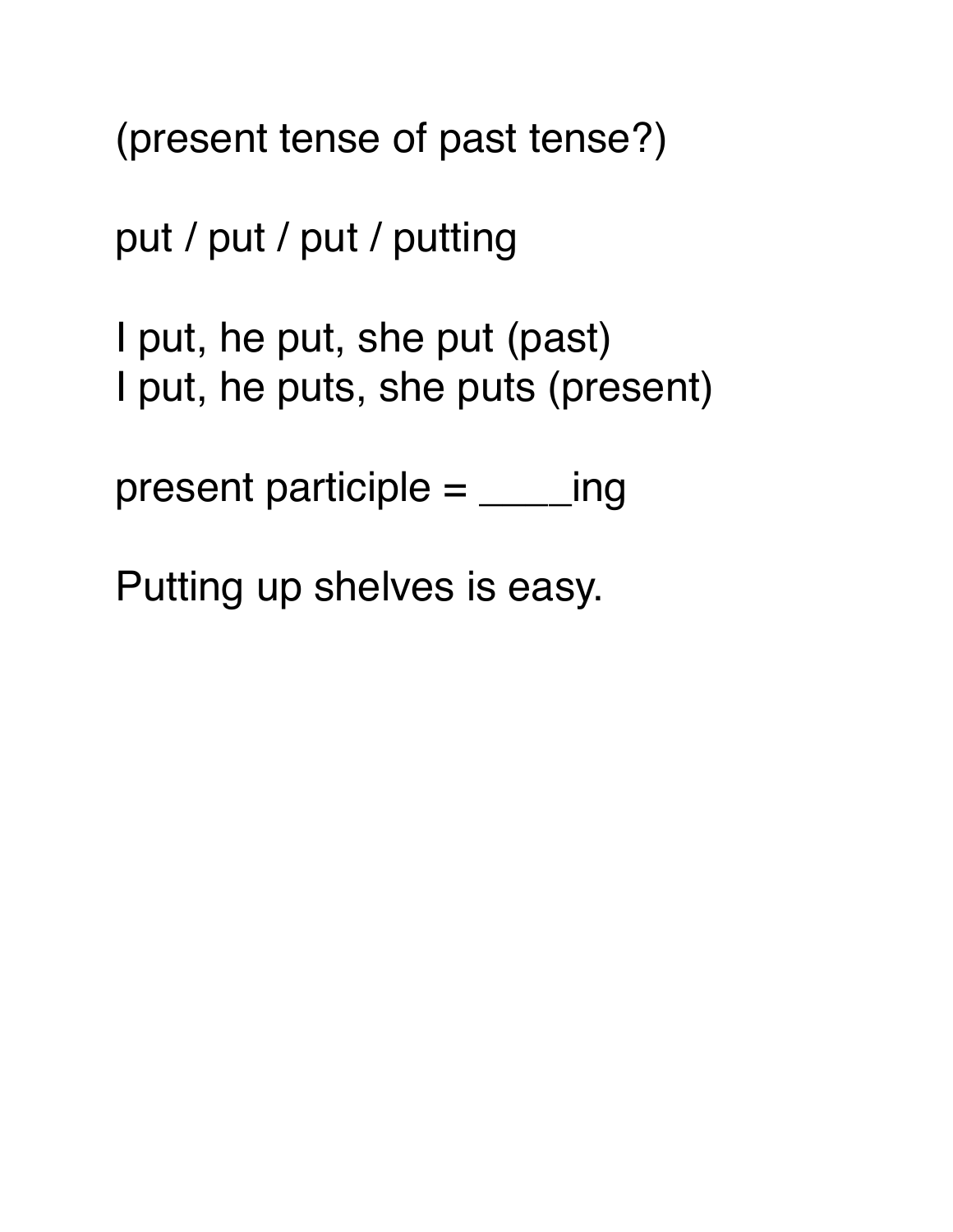(present tense of past tense?)

put / put / put / putting

I put, he put, she put (past)
I put, he puts, she puts (present)

present participle = ____ing

Putting up shelves is easy.